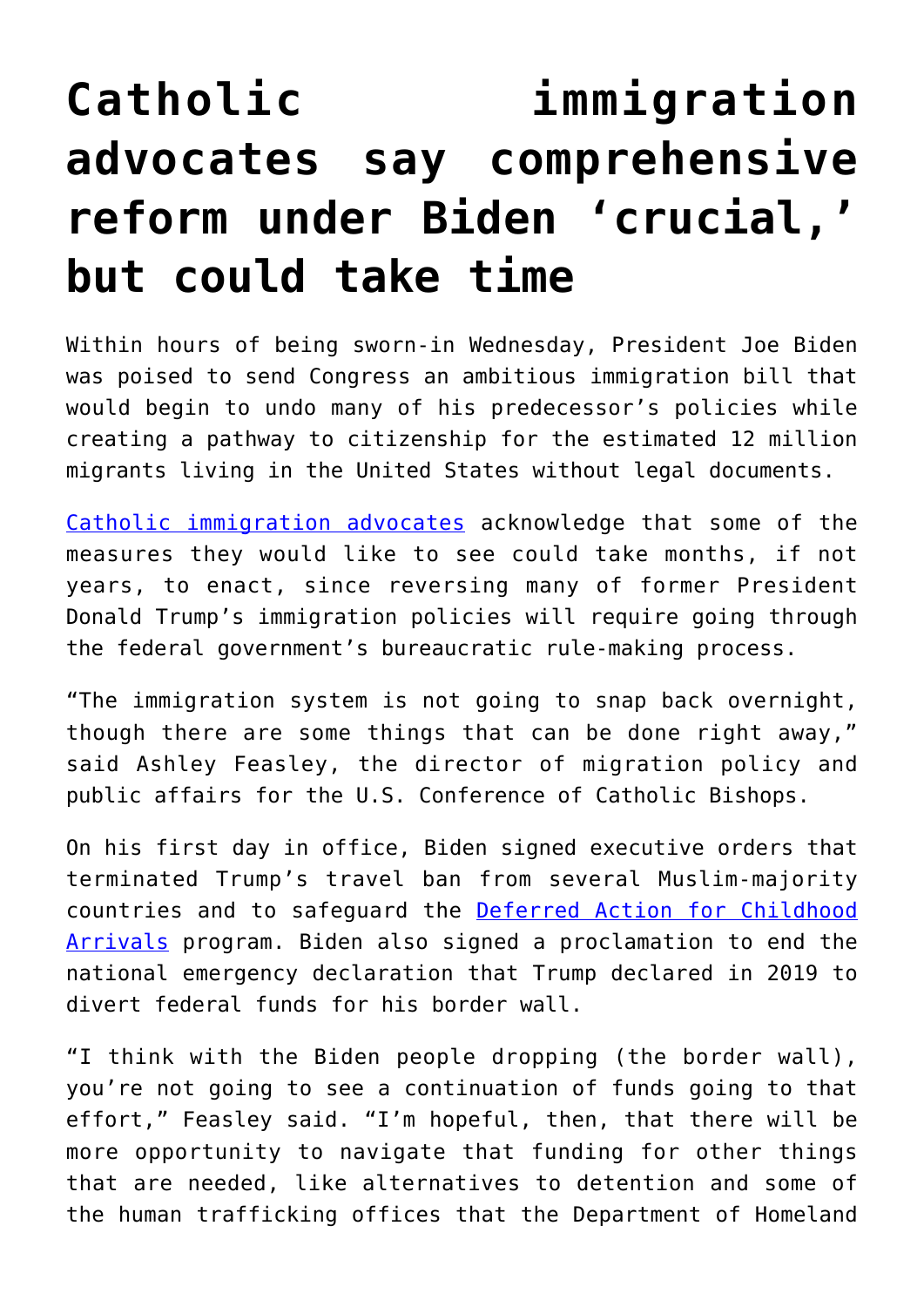# Catholic immigration advocates say comprehensive reform under Biden 'crucial,' but could take time

Within hours of being sworn-in Wednesday, President Joe Biden was poised to send Congress an ambitious immigration bill that would begin to undo many of his predecessor's policies while creating a pathway to citizenship for the estimated 12 million migrants living in the United States without legal documents.

Catholic immigration advocates acknowledge that some of the measures they would like to see could take months, if not years, to enact, since reversing many of former President Donald Trump's immigration policies will require going through the federal government's bureaucratic rule-making process.

"The immigration system is not going to snap back overnight, though there are some things that can be done right away," said Ashley Feasley, the director of migration policy and public affairs for the U.S. Conference of Catholic Bishops.

On his first day in office, Biden signed executive orders that terminated Trump's travel ban from several Muslim-majority countries and to safeguard the Deferred Action for Childhood Arrivals program. Biden also signed a proclamation to end the national emergency declaration that Trump declared in 2019 to divert federal funds for his border wall.

"I think with the Biden people dropping (the border wall), you're not going to see a continuation of funds going to that effort," Feasley said. "I'm hopeful, then, that there will be more opportunity to navigate that funding for other things that are needed, like alternatives to detention and some of the human trafficking offices that the Department of Homeland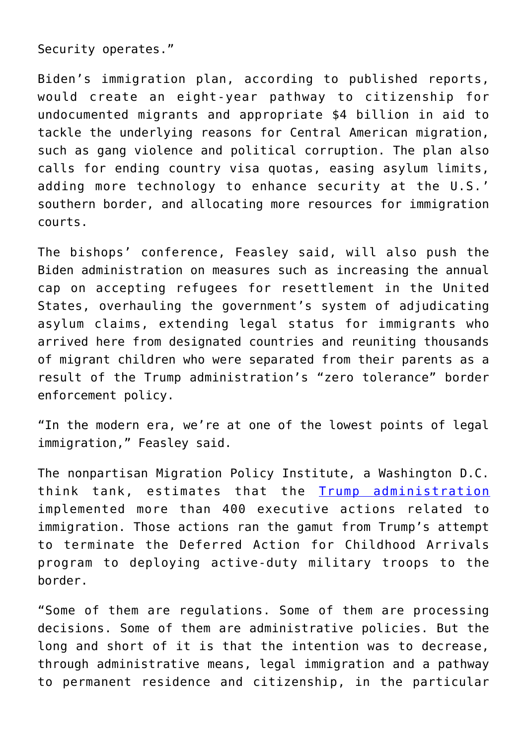Security operates."

Biden's immigration plan, according to published reports, would create an eight-year pathway to citizenship for undocumented migrants and appropriate $4 billion in aid to tackle the underlying reasons for Central American migration, such as gang violence and political corruption. The plan also calls for ending country visa quotas, easing asylum limits, adding more technology to enhance security at the U.S.' southern border, and allocating more resources for immigration courts.

The bishops' conference, Feasley said, will also push the Biden administration on measures such as increasing the annual cap on accepting refugees for resettlement in the United States, overhauling the government's system of adjudicating asylum claims, extending legal status for immigrants who arrived here from designated countries and reuniting thousands of migrant children who were separated from their parents as a result of the Trump administration's "zero tolerance" border enforcement policy.

"In the modern era, we're at one of the lowest points of legal immigration," Feasley said.

The nonpartisan Migration Policy Institute, a Washington D.C. think tank, estimates that the Trump administration implemented more than 400 executive actions related to immigration. Those actions ran the gamut from Trump's attempt to terminate the Deferred Action for Childhood Arrivals program to deploying active-duty military troops to the border.

"Some of them are regulations. Some of them are processing decisions. Some of them are administrative policies. But the long and short of it is that the intention was to decrease, through administrative means, legal immigration and a pathway to permanent residence and citizenship, in the particular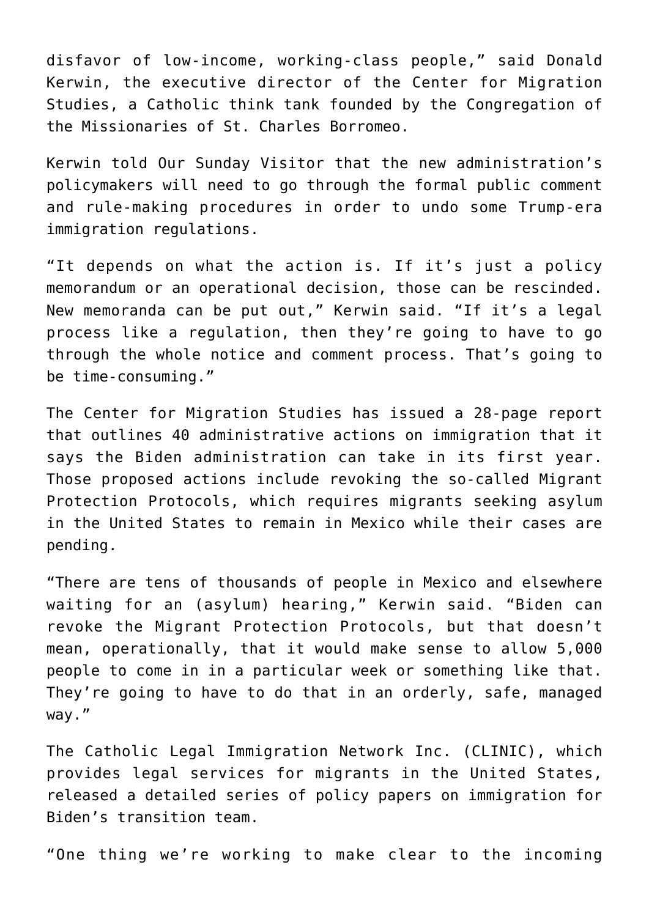disfavor of low-income, working-class people," said Donald Kerwin, the executive director of the Center for Migration Studies, a Catholic think tank founded by the Congregation of the Missionaries of St. Charles Borromeo.

Kerwin told Our Sunday Visitor that the new administration's policymakers will need to go through the formal public comment and rule-making procedures in order to undo some Trump-era immigration regulations.

"It depends on what the action is. If it's just a policy memorandum or an operational decision, those can be rescinded. New memoranda can be put out," Kerwin said. "If it's a legal process like a regulation, then they're going to have to go through the whole notice and comment process. That's going to be time-consuming."

The Center for Migration Studies has issued a 28-page report that outlines 40 administrative actions on immigration that it says the Biden administration can take in its first year. Those proposed actions include revoking the so-called Migrant Protection Protocols, which requires migrants seeking asylum in the United States to remain in Mexico while their cases are pending.

"There are tens of thousands of people in Mexico and elsewhere waiting for an (asylum) hearing," Kerwin said. "Biden can revoke the Migrant Protection Protocols, but that doesn't mean, operationally, that it would make sense to allow 5,000 people to come in in a particular week or something like that. They're going to have to do that in an orderly, safe, managed way."

The Catholic Legal Immigration Network Inc. (CLINIC), which provides legal services for migrants in the United States, released a detailed series of policy papers on immigration for Biden's transition team.

"One thing we're working to make clear to the incoming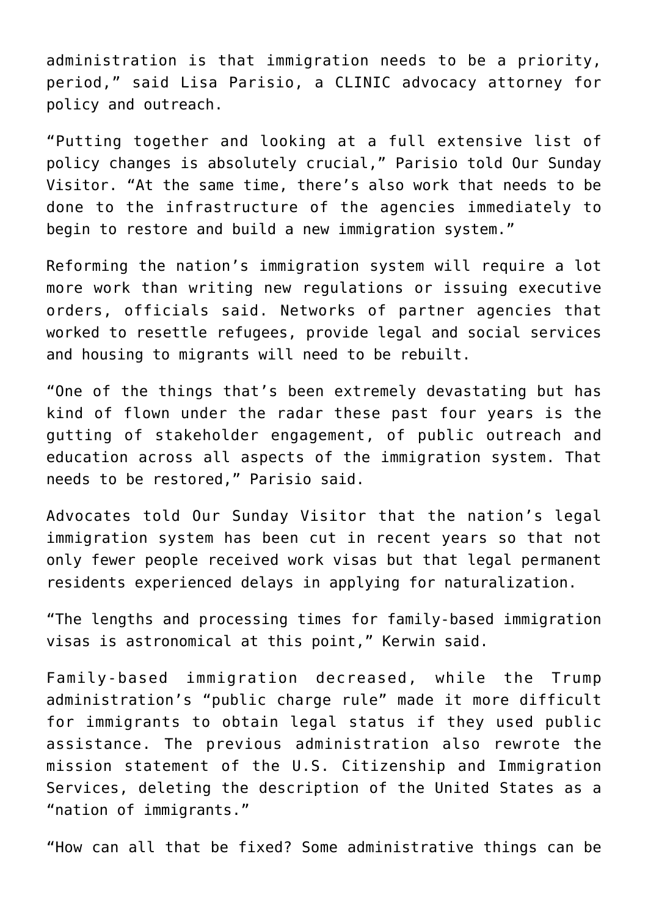administration is that immigration needs to be a priority, period," said Lisa Parisio, a CLINIC advocacy attorney for policy and outreach.

"Putting together and looking at a full extensive list of policy changes is absolutely crucial," Parisio told Our Sunday Visitor. "At the same time, there's also work that needs to be done to the infrastructure of the agencies immediately to begin to restore and build a new immigration system."

Reforming the nation's immigration system will require a lot more work than writing new regulations or issuing executive orders, officials said. Networks of partner agencies that worked to resettle refugees, provide legal and social services and housing to migrants will need to be rebuilt.

"One of the things that's been extremely devastating but has kind of flown under the radar these past four years is the gutting of stakeholder engagement, of public outreach and education across all aspects of the immigration system. That needs to be restored," Parisio said.

Advocates told Our Sunday Visitor that the nation's legal immigration system has been cut in recent years so that not only fewer people received work visas but that legal permanent residents experienced delays in applying for naturalization.

"The lengths and processing times for family-based immigration visas is astronomical at this point," Kerwin said.

Family-based immigration decreased, while the Trump administration's "public charge rule" made it more difficult for immigrants to obtain legal status if they used public assistance. The previous administration also rewrote the mission statement of the U.S. Citizenship and Immigration Services, deleting the description of the United States as a "nation of immigrants."

"How can all that be fixed? Some administrative things can be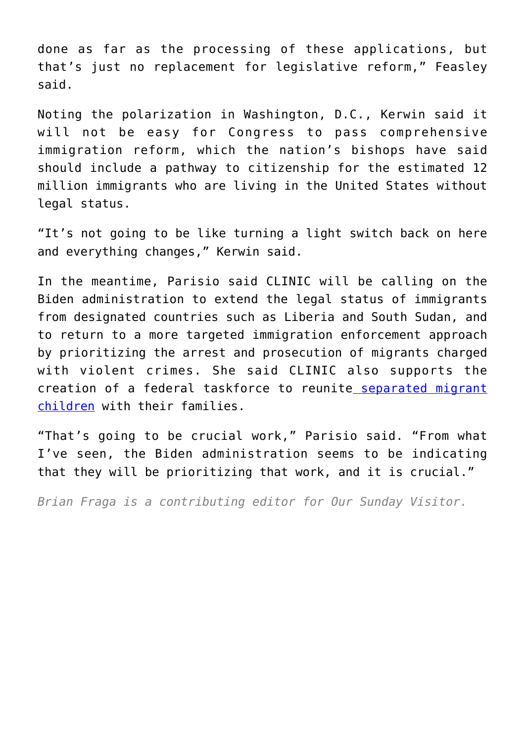done as far as the processing of these applications, but that's just no replacement for legislative reform," Feasley said.

Noting the polarization in Washington, D.C., Kerwin said it will not be easy for Congress to pass comprehensive immigration reform, which the nation's bishops have said should include a pathway to citizenship for the estimated 12 million immigrants who are living in the United States without legal status.

"It's not going to be like turning a light switch back on here and everything changes," Kerwin said.

In the meantime, Parisio said CLINIC will be calling on the Biden administration to extend the legal status of immigrants from designated countries such as Liberia and South Sudan, and to return to a more targeted immigration enforcement approach by prioritizing the arrest and prosecution of migrants charged with violent crimes. She said CLINIC also supports the creation of a federal taskforce to reunite separated migrant children with their families.

"That's going to be crucial work," Parisio said. "From what I've seen, the Biden administration seems to be indicating that they will be prioritizing that work, and it is crucial."

*Brian Fraga is a contributing editor for Our Sunday Visitor.*